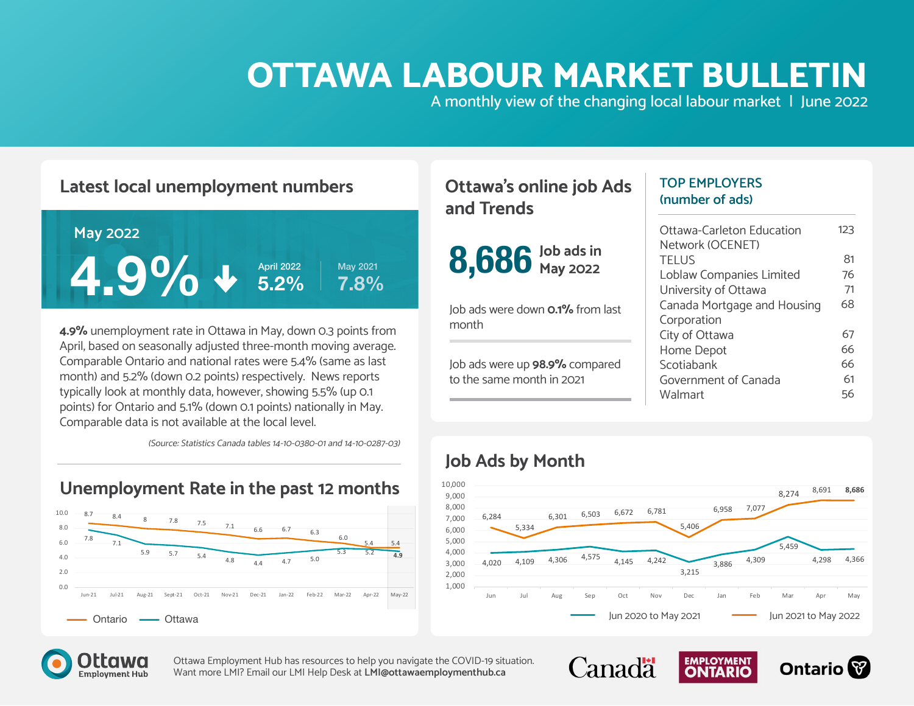# OTTAWA LABOUR MARKET BULLETIN

A monthly view of the changing local labour market | June 2022

## Latest local unemployment numbers

**May 2022**

**4.9%** ↓

April 2022: 5.2%

May 2021: 7.8%

**4.9%** unemployment rate in Ottawa in May, down 0.3 points from April, based on seasonally adjusted three-month moving average. Comparable Ontario and national rates were 5.4% (same as last month) and 5.2% (down 0.2 points) respectively. News reports typically look at monthly data, however, showing 5.5% (up 0.1 points) for Ontario and 5.1% (down 0.1 points) nationally in May. Comparable data is not available at the local level.

*(Source: Statistics Canada tables 14-10-0380-01 and 14-10-0287-03)*

## Unemployment Rate in the past 12 months

| | Jun-21 | Jul-21 | Aug-21 | Sept-21 | Oct-21 | Nov-21 | Dec-21 | Jan-22 | Feb-22 | Mar-22 | Apr-22 | May-22 |
|---|---|---|---|---|---|---|---|---|---|---|---|---|
| Ontario | 8.7 | 8.4 | 8 | 7.8 | 7.5 | 7.1 | 6.6 | 6.7 | 6.3 | 6.0 | 5.4 | 5.4 |
| Ottawa | 7.8 | 7.1 | 5.9 | 5.7 | 5.4 | 4.8 | 4.4 | 4.7 | 5.0 | 5.3 | 5.2 | 4.9 |

## Ottawa's online job Ads and Trends

**8,686** Job ads in May 2022

Job ads were down **0.1%** from last month

Job ads were up **98.9%** compared to the same month in 2021

### TOP EMPLOYERS (number of ads)

| Employer | Ads |
|---|---|
| Ottawa-Carleton Education Network (OCENET) | 123 |
| TELUS | 81 |
| Loblaw Companies Limited | 76 |
| University of Ottawa | 71 |
| Canada Mortgage and Housing Corporation | 68 |
| City of Ottawa | 67 |
| Home Depot | 66 |
| Scotiabank | 66 |
| Government of Canada | 61 |
| Walmart | 56 |

## Job Ads by Month

| | Jun | Jul | Aug | Sep | Oct | Nov | Dec | Jan | Feb | Mar | Apr | May |
|---|---|---|---|---|---|---|---|---|---|---|---|---|
| Jun 2020 to May 2021 | 4,020 | 4,109 | 4,306 | 4,575 | 4,145 | 4,242 | 3,215 | 3,886 | 4,309 | 5,459 | 4,298 | 4,366 |
| Jun 2021 to May 2022 | 6,284 | 5,334 | 6,301 | 6,503 | 6,672 | 6,781 | 5,406 | 6,958 | 7,077 | 8,274 | 8,691 | 8,686 |

Ottawa Employment Hub has resources to help you navigate the COVID-19 situation. Want more LMI? Email our LMI Help Desk at **LMI@ottawaemploymenthub.ca**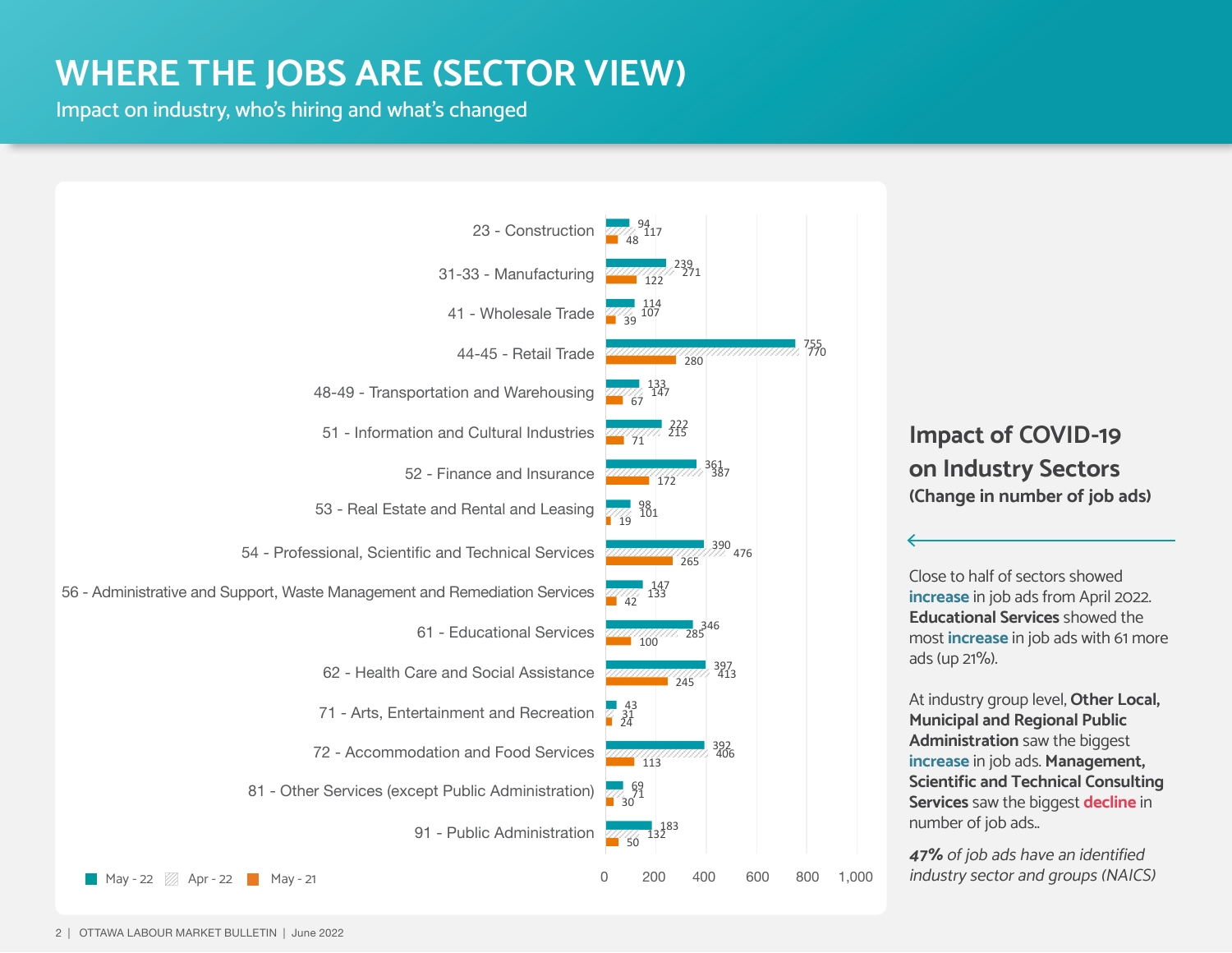# WHERE THE JOBS ARE (SECTOR VIEW)

Impact on industry, who's hiring and what's changed

| Sector | May - 22 | Apr - 22 | May - 21 |
|---|---|---|---|
| 23 - Construction | 94 | 117 | 48 |
| 31-33 - Manufacturing | 239 | 271 | 122 |
| 41 - Wholesale Trade | 114 | 107 | 39 |
| 44-45 - Retail Trade | 755 | 770 | 280 |
| 48-49 - Transportation and Warehousing | 133 | 147 | 67 |
| 51 - Information and Cultural Industries | 222 | 215 | 71 |
| 52 - Finance and Insurance | 361 | 387 | 172 |
| 53 - Real Estate and Rental and Leasing | 98 | 101 | 19 |
| 54 - Professional, Scientific and Technical Services | 390 | 476 | 265 |
| 56 - Administrative and Support, Waste Management and Remediation Services | 147 | 133 | 42 |
| 61 - Educational Services | 346 | 285 | 100 |
| 62 - Health Care and Social Assistance | 397 | 413 | 245 |
| 71 - Arts, Entertainment and Recreation | 43 | 31 | 24 |
| 72 - Accommodation and Food Services | 392 | 406 | 113 |
| 81 - Other Services (except Public Administration) | 69 | 71 | 30 |
| 91 - Public Administration | 183 | 132 | 50 |

## Impact of COVID-19 on Industry Sectors

**(Change in number of job ads)**

Close to half of sectors showed **increase** in job ads from April 2022. **Educational Services** showed the most **increase** in job ads with 61 more ads (up 21%).

At industry group level, **Other Local, Municipal and Regional Public Administration** saw the biggest **increase** in job ads. **Management, Scientific and Technical Consulting Services** saw the biggest **decline** in number of job ads..

***47%** of job ads have an identified industry sector and groups (NAICS)*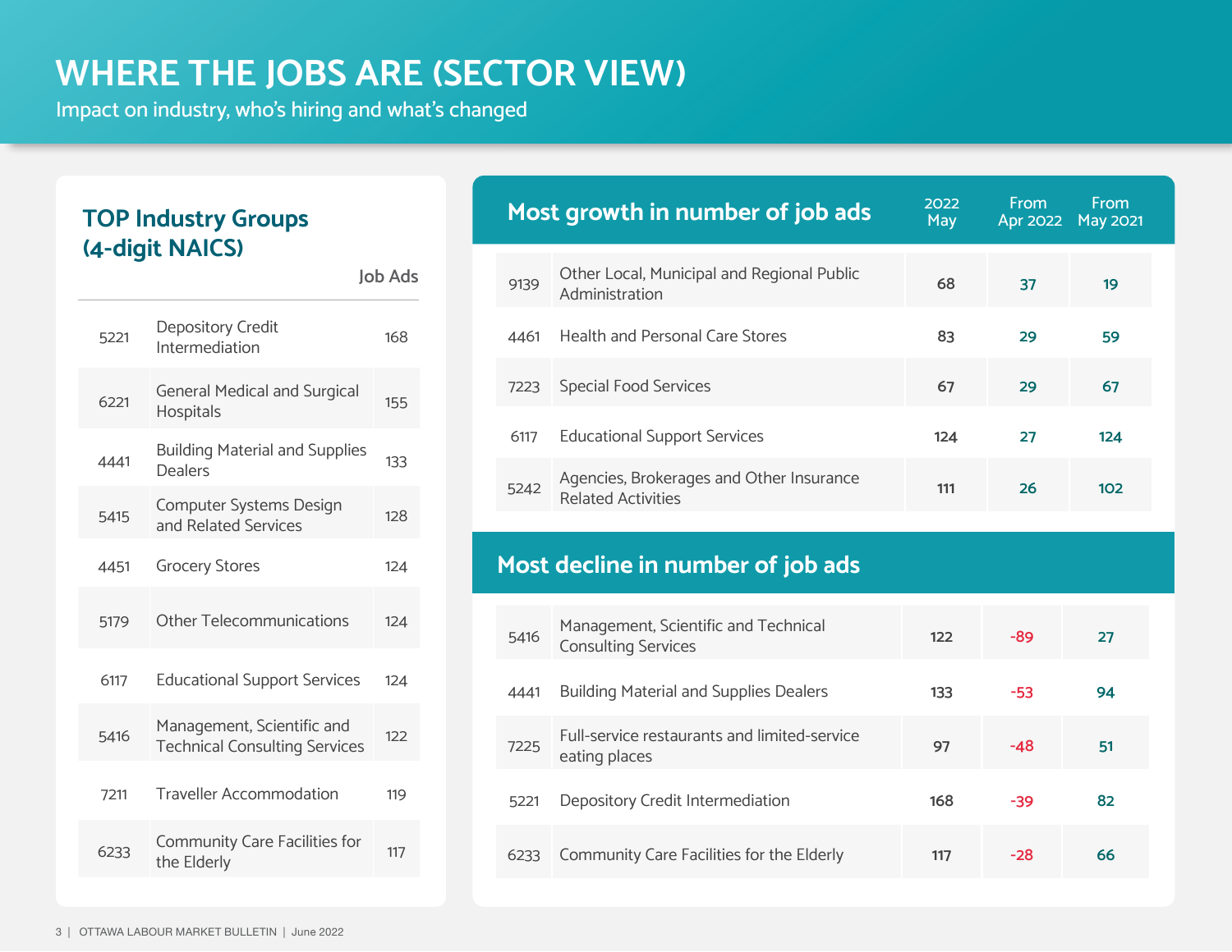# WHERE THE JOBS ARE (SECTOR VIEW)

Impact on industry, who's hiring and what's changed

## TOP Industry Groups (4-digit NAICS)

| | | Job Ads |
|---|---|---|
| 5221 | Depository Credit Intermediation | 168 |
| 6221 | General Medical and Surgical Hospitals | 155 |
| 4441 | Building Material and Supplies Dealers | 133 |
| 5415 | Computer Systems Design and Related Services | 128 |
| 4451 | Grocery Stores | 124 |
| 5179 | Other Telecommunications | 124 |
| 6117 | Educational Support Services | 124 |
| 5416 | Management, Scientific and Technical Consulting Services | 122 |
| 7211 | Traveller Accommodation | 119 |
| 6233 | Community Care Facilities for the Elderly | 117 |

## Most growth in number of job ads

| | | 2022 May | From Apr 2022 | From May 2021 |
|---|---|---|---|---|
| 9139 | Other Local, Municipal and Regional Public Administration | 68 | 37 | 19 |
| 4461 | Health and Personal Care Stores | 83 | 29 | 59 |
| 7223 | Special Food Services | 67 | 29 | 67 |
| 6117 | Educational Support Services | 124 | 27 | 124 |
| 5242 | Agencies, Brokerages and Other Insurance Related Activities | 111 | 26 | 102 |

## Most decline in number of job ads

| | | 2022 May | From Apr 2022 | From May 2021 |
|---|---|---|---|---|
| 5416 | Management, Scientific and Technical Consulting Services | 122 | -89 | 27 |
| 4441 | Building Material and Supplies Dealers | 133 | -53 | 94 |
| 7225 | Full-service restaurants and limited-service eating places | 97 | -48 | 51 |
| 5221 | Depository Credit Intermediation | 168 | -39 | 82 |
| 6233 | Community Care Facilities for the Elderly | 117 | -28 | 66 |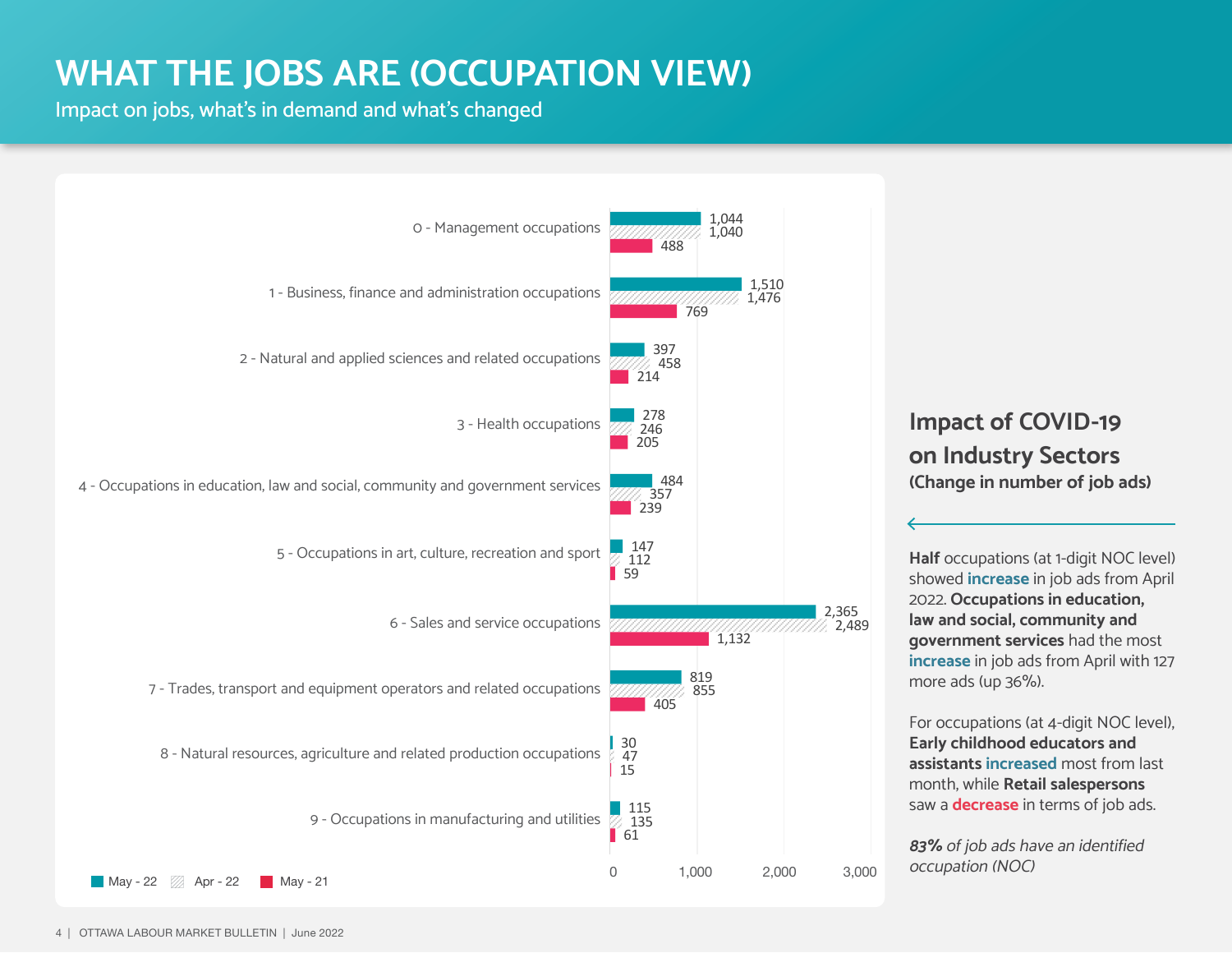# WHAT THE JOBS ARE (OCCUPATION VIEW)

Impact on jobs, what's in demand and what's changed

| Occupation | May - 22 | Apr - 22 | May - 21 |
|---|---|---|---|
| 0 - Management occupations | 1,044 | 1,040 | 488 |
| 1 - Business, finance and administration occupations | 1,510 | 1,476 | 769 |
| 2 - Natural and applied sciences and related occupations | 397 | 458 | 214 |
| 3 - Health occupations | 278 | 246 | 205 |
| 4 - Occupations in education, law and social, community and government services | 484 | 357 | 239 |
| 5 - Occupations in art, culture, recreation and sport | 147 | 112 | 59 |
| 6 - Sales and service occupations | 2,365 | 2,489 | 1,132 |
| 7 - Trades, transport and equipment operators and related occupations | 819 | 855 | 405 |
| 8 - Natural resources, agriculture and related production occupations | 30 | 47 | 15 |
| 9 - Occupations in manufacturing and utilities | 115 | 135 | 61 |

## Impact of COVID-19 on Industry Sectors

**(Change in number of job ads)**

**Half** occupations (at 1-digit NOC level) showed **increase** in job ads from April 2022. **Occupations in education, law and social, community and government services** had the most **increase** in job ads from April with 127 more ads (up 36%).

For occupations (at 4-digit NOC level), **Early childhood educators and assistants increased** most from last month, while **Retail salespersons** saw a **decrease** in terms of job ads.

***83%** of job ads have an identified occupation (NOC)*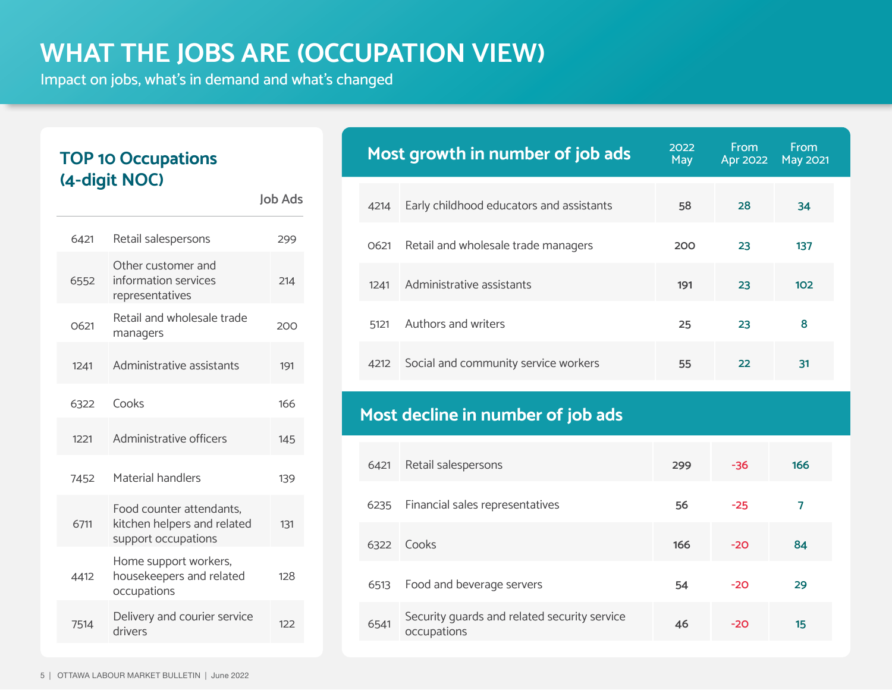# WHAT THE JOBS ARE (OCCUPATION VIEW)

Impact on jobs, what's in demand and what's changed

## TOP 10 Occupations (4-digit NOC)

| NOC | Occupation | Job Ads |
|---|---|---|
| 6421 | Retail salespersons | 299 |
| 6552 | Other customer and information services representatives | 214 |
| 0621 | Retail and wholesale trade managers | 200 |
| 1241 | Administrative assistants | 191 |
| 6322 | Cooks | 166 |
| 1221 | Administrative officers | 145 |
| 7452 | Material handlers | 139 |
| 6711 | Food counter attendants, kitchen helpers and related support occupations | 131 |
| 4412 | Home support workers, housekeepers and related occupations | 128 |
| 7514 | Delivery and courier service drivers | 122 |

## Most growth in number of job ads

| NOC | Occupation | 2022 May | From Apr 2022 | From May 2021 |
|---|---|---|---|---|
| 4214 | Early childhood educators and assistants | 58 | 28 | 34 |
| 0621 | Retail and wholesale trade managers | 200 | 23 | 137 |
| 1241 | Administrative assistants | 191 | 23 | 102 |
| 5121 | Authors and writers | 25 | 23 | 8 |
| 4212 | Social and community service workers | 55 | 22 | 31 |

## Most decline in number of job ads

| NOC | Occupation | 2022 May | From Apr 2022 | From May 2021 |
|---|---|---|---|---|
| 6421 | Retail salespersons | 299 | -36 | 166 |
| 6235 | Financial sales representatives | 56 | -25 | 7 |
| 6322 | Cooks | 166 | -20 | 84 |
| 6513 | Food and beverage servers | 54 | -20 | 29 |
| 6541 | Security guards and related security service occupations | 46 | -20 | 15 |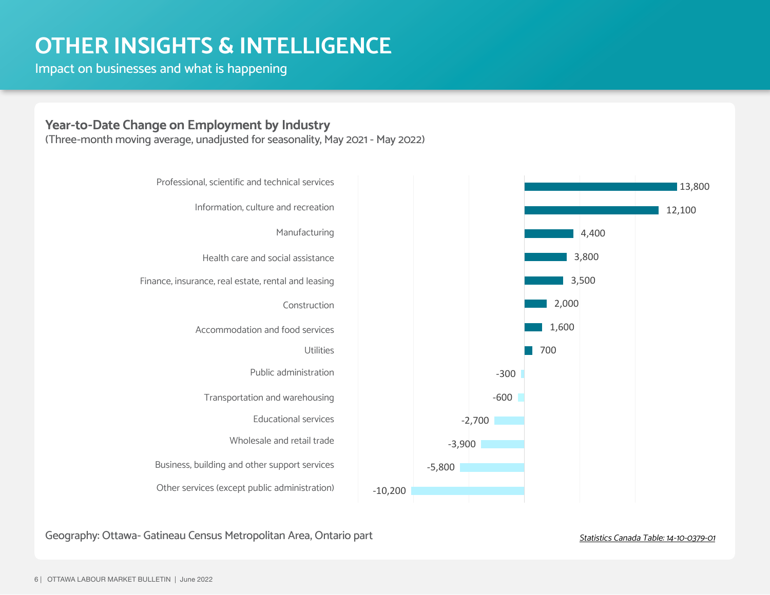# OTHER INSIGHTS & INTELLIGENCE

Impact on businesses and what is happening

## Year-to-Date Change on Employment by Industry

(Three-month moving average, unadjusted for seasonality, May 2021 - May 2022)

| Industry | Change |
|---|---|
| Professional, scientific and technical services | 13,800 |
| Information, culture and recreation | 12,100 |
| Manufacturing | 4,400 |
| Health care and social assistance | 3,800 |
| Finance, insurance, real estate, rental and leasing | 3,500 |
| Construction | 2,000 |
| Accommodation and food services | 1,600 |
| Utilities | 700 |
| Public administration | -300 |
| Transportation and warehousing | -600 |
| Educational services | -2,700 |
| Wholesale and retail trade | -3,900 |
| Business, building and other support services | -5,800 |
| Other services (except public administration) | -10,200 |

Geography: Ottawa- Gatineau Census Metropolitan Area, Ontario part

*Statistics Canada Table: 14-10-0379-01*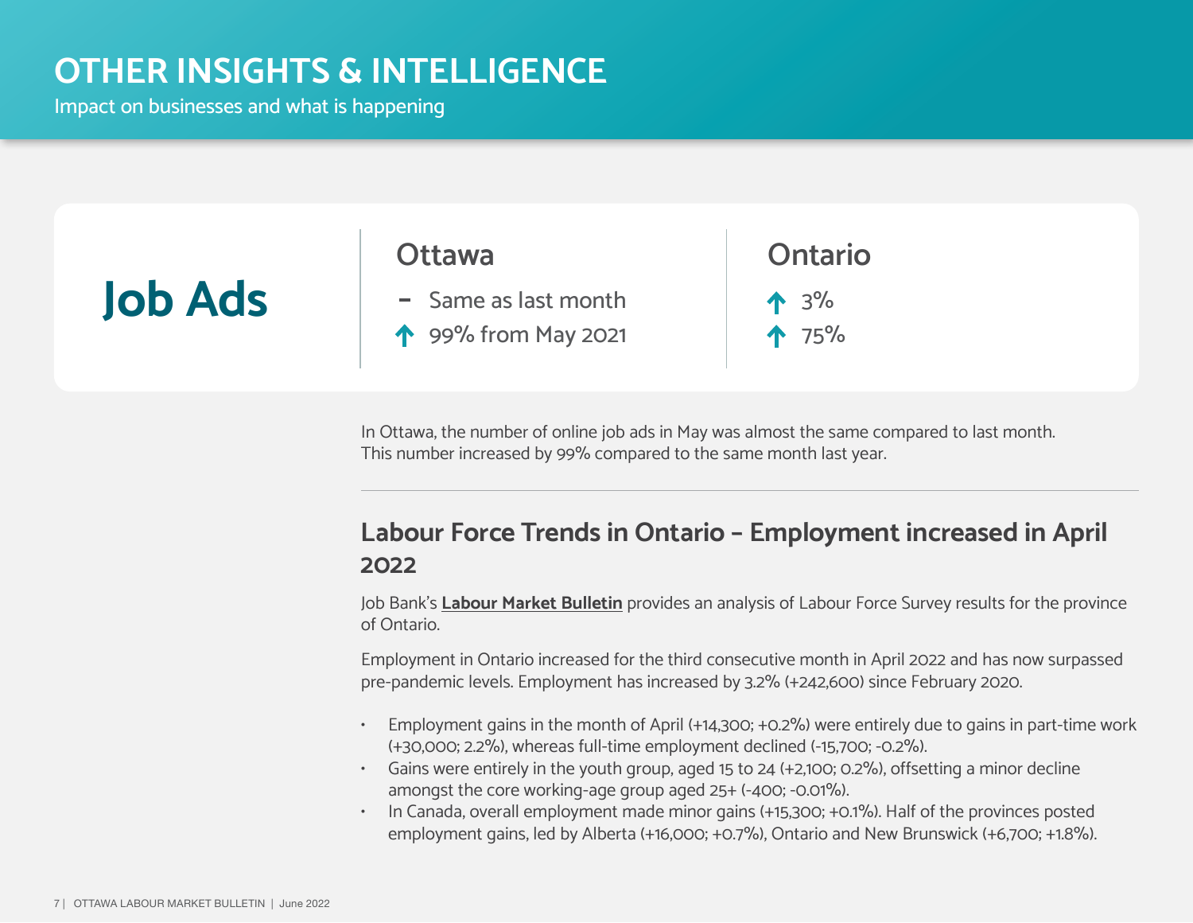# OTHER INSIGHTS & INTELLIGENCE

Impact on businesses and what is happening

## Job Ads

| | Ottawa | Ontario |
|---|---|---|
| | – Same as last month | ↑ 3% |
| | ↑ 99% from May 2021 | ↑ 75% |

In Ottawa, the number of online job ads in May was almost the same compared to last month. This number increased by 99% compared to the same month last year.

---

## Labour Force Trends in Ontario – Employment increased in April 2022

Job Bank's **Labour Market Bulletin** provides an analysis of Labour Force Survey results for the province of Ontario.

Employment in Ontario increased for the third consecutive month in April 2022 and has now surpassed pre-pandemic levels. Employment has increased by 3.2% (+242,600) since February 2020.

- Employment gains in the month of April (+14,300; +0.2%) were entirely due to gains in part-time work (+30,000; 2.2%), whereas full-time employment declined (-15,700; -0.2%).
- Gains were entirely in the youth group, aged 15 to 24 (+2,100; 0.2%), offsetting a minor decline amongst the core working-age group aged 25+ (-400; -0.01%).
- In Canada, overall employment made minor gains (+15,300; +0.1%). Half of the provinces posted employment gains, led by Alberta (+16,000; +0.7%), Ontario and New Brunswick (+6,700; +1.8%).